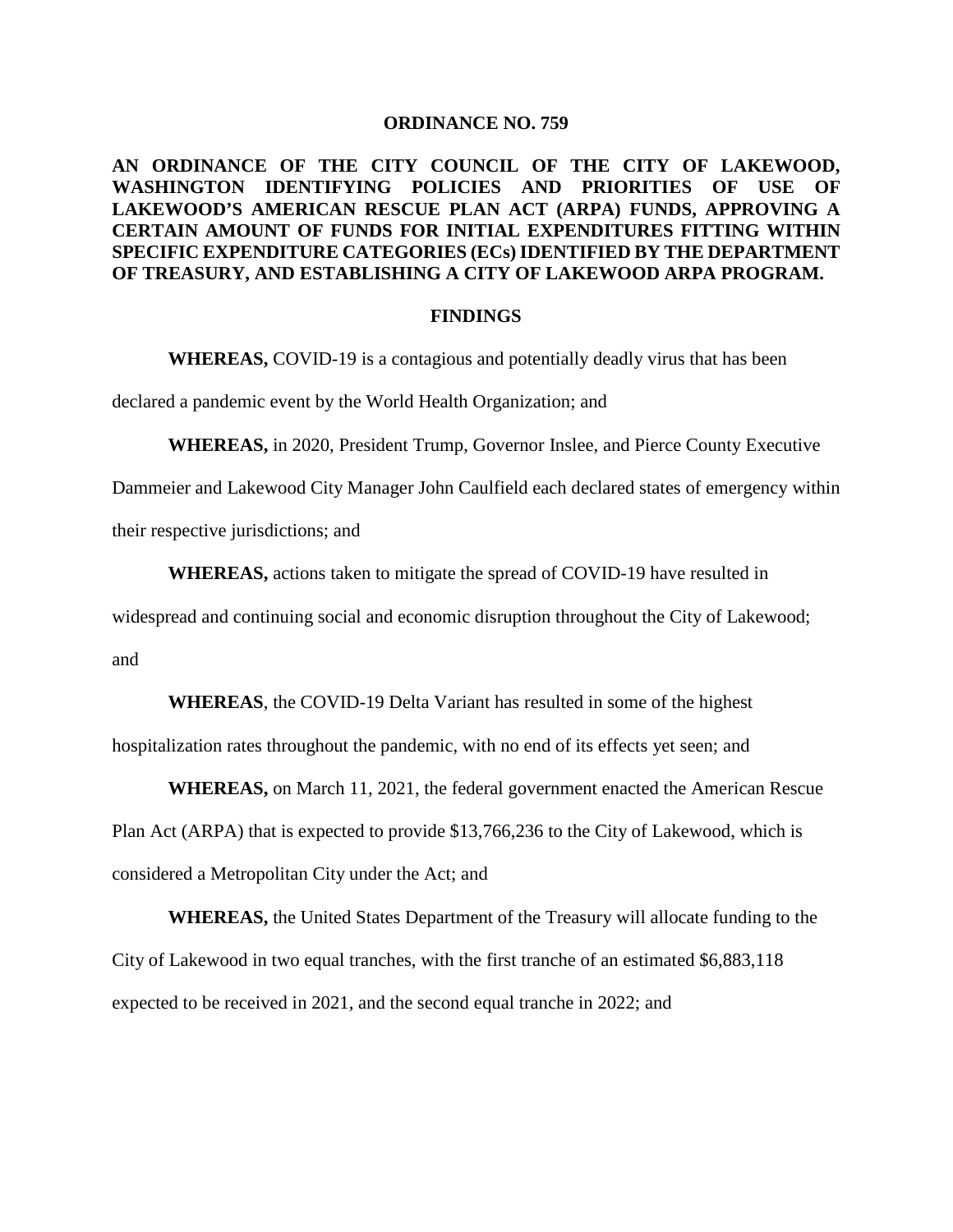# ORDINANCE NO. 759

## AN ORDINANCE OF THE CITY COUNCIL OF THE CITY OF LAKEWOOD, WASHINGTON IDENTIFYING POLICIES AND PRIORITIES OF USE OF LAKEWOOD'S AMERICAN RESCUE PLAN ACT (ARPA) FUNDS, APPROVING A CERTAIN AMOUNT OF FUNDS FOR INITIAL EXPENDITURES FITTING WITHIN SPECIFIC EXPENDITURE CATEGORIES (ECs) IDENTIFIED BY THE DEPARTMENT OF TREASURY, AND ESTABLISHING A CITY OF LAKEWOOD ARPA PROGRAM.

### FINDINGS

**WHEREAS,** COVID-19 is a contagious and potentially deadly virus that has been declared a pandemic event by the World Health Organization; and

**WHEREAS,** in 2020, President Trump, Governor Inslee, and Pierce County Executive Dammeier and Lakewood City Manager John Caulfield each declared states of emergency within their respective jurisdictions; and

**WHEREAS,** actions taken to mitigate the spread of COVID-19 have resulted in widespread and continuing social and economic disruption throughout the City of Lakewood; and

**WHEREAS**, the COVID-19 Delta Variant has resulted in some of the highest hospitalization rates throughout the pandemic, with no end of its effects yet seen; and

**WHEREAS,** on March 11, 2021, the federal government enacted the American Rescue Plan Act (ARPA) that is expected to provide $13,766,236 to the City of Lakewood, which is considered a Metropolitan City under the Act; and

**WHEREAS,** the United States Department of the Treasury will allocate funding to the City of Lakewood in two equal tranches, with the first tranche of an estimated $6,883,118 expected to be received in 2021, and the second equal tranche in 2022; and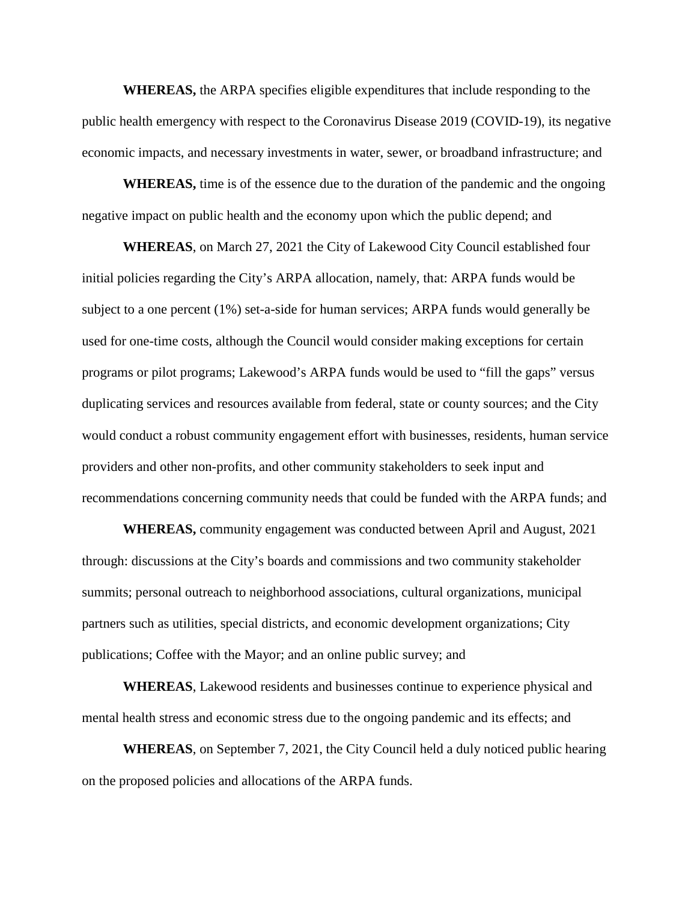**WHEREAS,** the ARPA specifies eligible expenditures that include responding to the public health emergency with respect to the Coronavirus Disease 2019 (COVID-19), its negative economic impacts, and necessary investments in water, sewer, or broadband infrastructure; and

**WHEREAS,** time is of the essence due to the duration of the pandemic and the ongoing negative impact on public health and the economy upon which the public depend; and

**WHEREAS**, on March 27, 2021 the City of Lakewood City Council established four initial policies regarding the City's ARPA allocation, namely, that: ARPA funds would be subject to a one percent (1%) set-a-side for human services; ARPA funds would generally be used for one-time costs, although the Council would consider making exceptions for certain programs or pilot programs; Lakewood's ARPA funds would be used to "fill the gaps" versus duplicating services and resources available from federal, state or county sources; and the City would conduct a robust community engagement effort with businesses, residents, human service providers and other non-profits, and other community stakeholders to seek input and recommendations concerning community needs that could be funded with the ARPA funds; and

**WHEREAS,** community engagement was conducted between April and August, 2021 through: discussions at the City's boards and commissions and two community stakeholder summits; personal outreach to neighborhood associations, cultural organizations, municipal partners such as utilities, special districts, and economic development organizations; City publications; Coffee with the Mayor; and an online public survey; and

**WHEREAS**, Lakewood residents and businesses continue to experience physical and mental health stress and economic stress due to the ongoing pandemic and its effects; and

**WHEREAS**, on September 7, 2021, the City Council held a duly noticed public hearing on the proposed policies and allocations of the ARPA funds.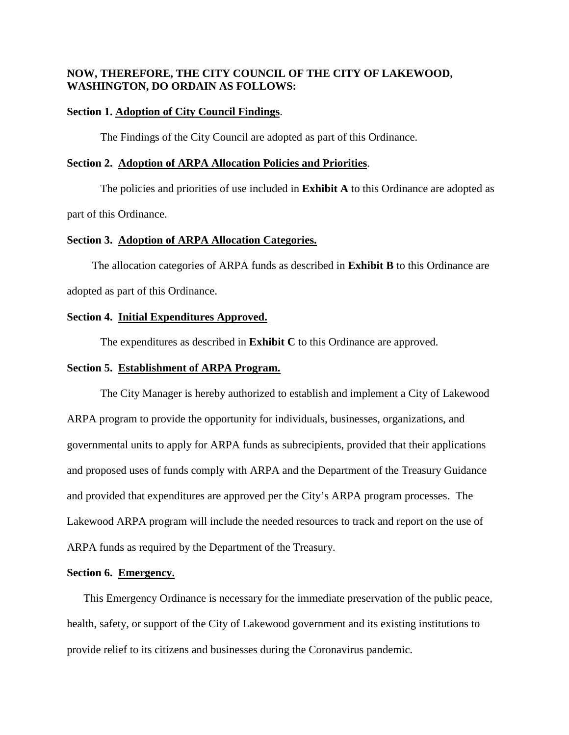**NOW, THEREFORE, THE CITY COUNCIL OF THE CITY OF LAKEWOOD, WASHINGTON, DO ORDAIN AS FOLLOWS:**

**Section 1. <u>Adoption of City Council Findings</u>**.

The Findings of the City Council are adopted as part of this Ordinance.

**Section 2. <u>Adoption of ARPA Allocation Policies and Priorities</u>**.

The policies and priorities of use included in **Exhibit A** to this Ordinance are adopted as part of this Ordinance.

**Section 3. <u>Adoption of ARPA Allocation Categories.</u>**

The allocation categories of ARPA funds as described in **Exhibit B** to this Ordinance are adopted as part of this Ordinance.

**Section 4. <u>Initial Expenditures Approved.</u>**

The expenditures as described in **Exhibit C** to this Ordinance are approved.

**Section 5. <u>Establishment of ARPA Program.</u>**

The City Manager is hereby authorized to establish and implement a City of Lakewood ARPA program to provide the opportunity for individuals, businesses, organizations, and governmental units to apply for ARPA funds as subrecipients, provided that their applications and proposed uses of funds comply with ARPA and the Department of the Treasury Guidance and provided that expenditures are approved per the City's ARPA program processes. The Lakewood ARPA program will include the needed resources to track and report on the use of ARPA funds as required by the Department of the Treasury.

**Section 6. <u>Emergency.</u>**

This Emergency Ordinance is necessary for the immediate preservation of the public peace, health, safety, or support of the City of Lakewood government and its existing institutions to provide relief to its citizens and businesses during the Coronavirus pandemic.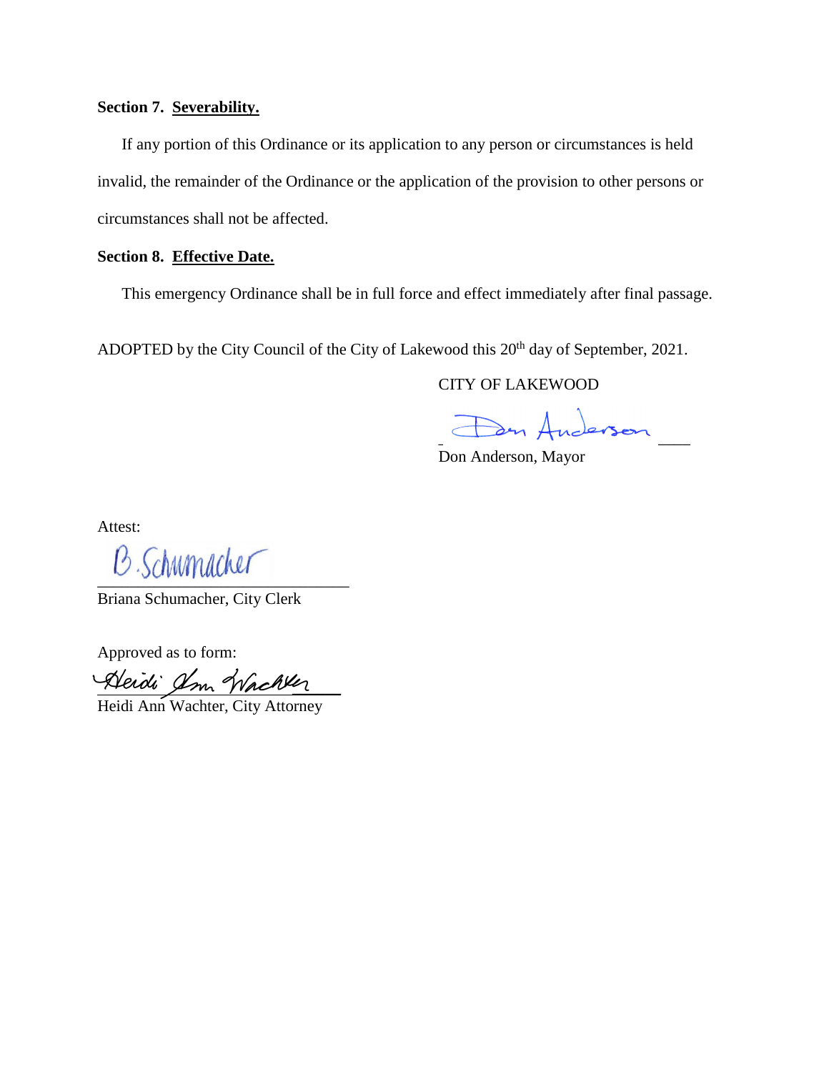**Section 7. Severability.**

If any portion of this Ordinance or its application to any person or circumstances is held invalid, the remainder of the Ordinance or the application of the provision to other persons or circumstances shall not be affected.

**Section 8. Effective Date.**

This emergency Ordinance shall be in full force and effect immediately after final passage.

ADOPTED by the City Council of the City of Lakewood this 20th day of September, 2021.

CITY OF LAKEWOOD

Don Anderson

Don Anderson, Mayor

Attest:

B. Schumacher

Briana Schumacher, City Clerk

Approved as to form:

Heidi Ann Wachter

Heidi Ann Wachter, City Attorney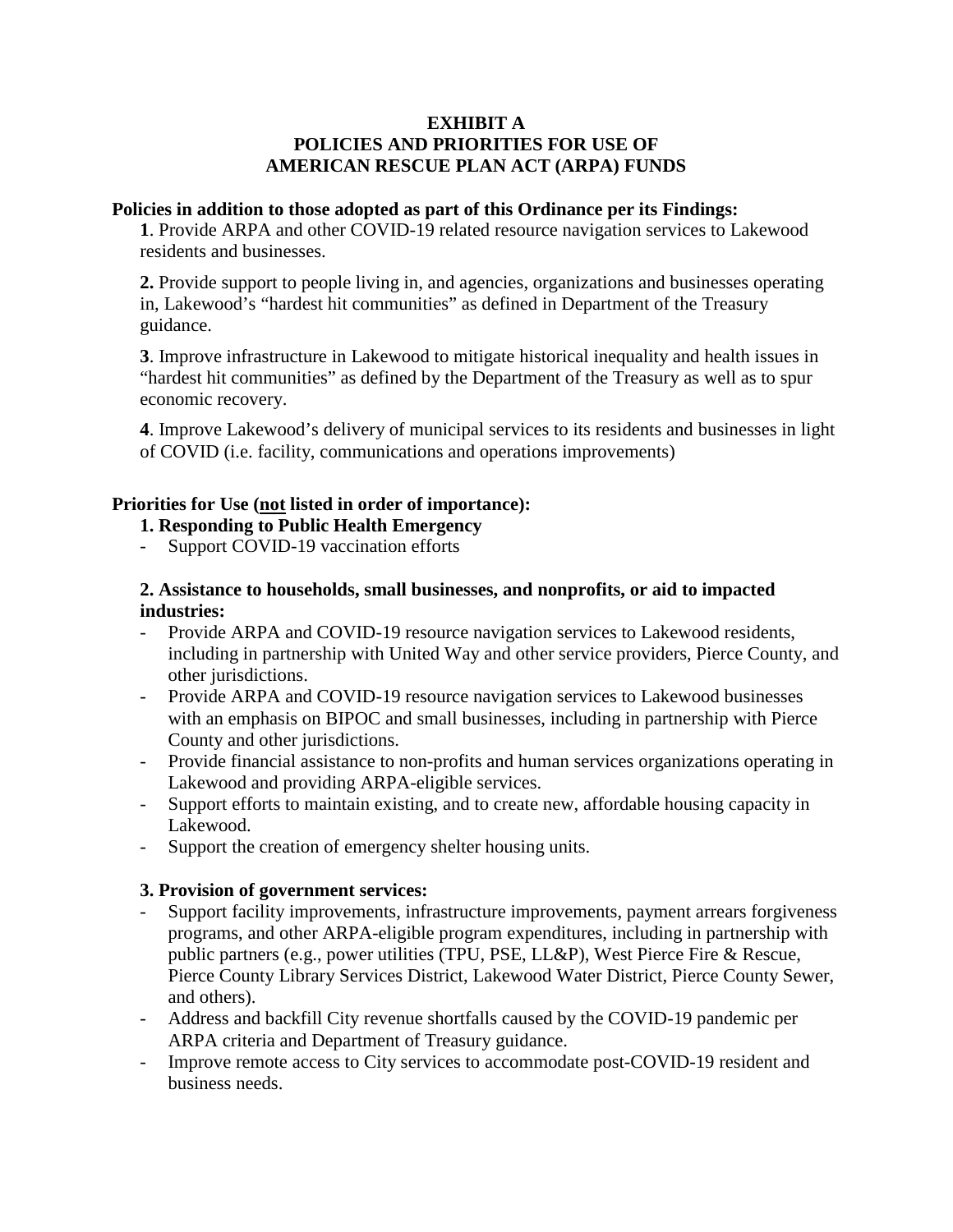# EXHIBIT A
# POLICIES AND PRIORITIES FOR USE OF AMERICAN RESCUE PLAN ACT (ARPA) FUNDS

**Policies in addition to those adopted as part of this Ordinance per its Findings:**

**1**. Provide ARPA and other COVID-19 related resource navigation services to Lakewood residents and businesses.

**2.** Provide support to people living in, and agencies, organizations and businesses operating in, Lakewood's "hardest hit communities" as defined in Department of the Treasury guidance.

**3**. Improve infrastructure in Lakewood to mitigate historical inequality and health issues in "hardest hit communities" as defined by the Department of the Treasury as well as to spur economic recovery.

**4**. Improve Lakewood's delivery of municipal services to its residents and businesses in light of COVID (i.e. facility, communications and operations improvements)

**Priorities for Use (<u>not</u> listed in order of importance):**

**1. Responding to Public Health Emergency**

- Support COVID-19 vaccination efforts

**2. Assistance to households, small businesses, and nonprofits, or aid to impacted industries:**

- Provide ARPA and COVID-19 resource navigation services to Lakewood residents, including in partnership with United Way and other service providers, Pierce County, and other jurisdictions.
- Provide ARPA and COVID-19 resource navigation services to Lakewood businesses with an emphasis on BIPOC and small businesses, including in partnership with Pierce County and other jurisdictions.
- Provide financial assistance to non-profits and human services organizations operating in Lakewood and providing ARPA-eligible services.
- Support efforts to maintain existing, and to create new, affordable housing capacity in Lakewood.
- Support the creation of emergency shelter housing units.

**3. Provision of government services:**

- Support facility improvements, infrastructure improvements, payment arrears forgiveness programs, and other ARPA-eligible program expenditures, including in partnership with public partners (e.g., power utilities (TPU, PSE, LL&P), West Pierce Fire & Rescue, Pierce County Library Services District, Lakewood Water District, Pierce County Sewer, and others).
- Address and backfill City revenue shortfalls caused by the COVID-19 pandemic per ARPA criteria and Department of Treasury guidance.
- Improve remote access to City services to accommodate post-COVID-19 resident and business needs.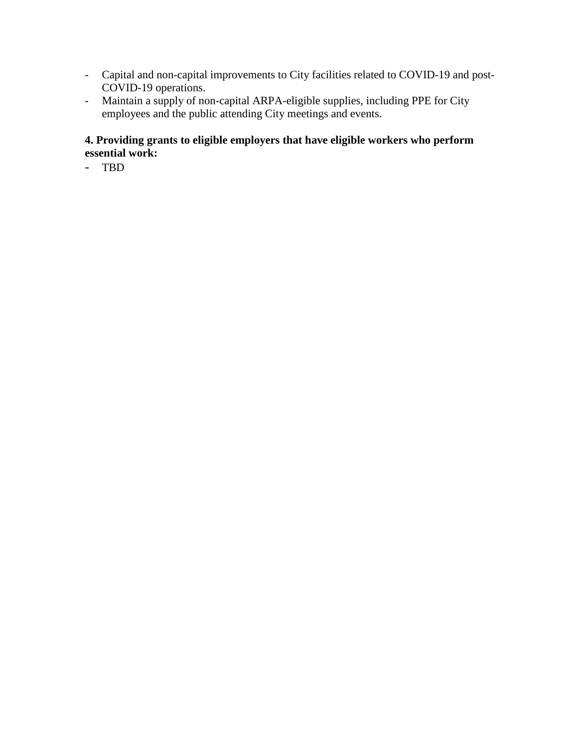- Capital and non-capital improvements to City facilities related to COVID-19 and post-COVID-19 operations.
- Maintain a supply of non-capital ARPA-eligible supplies, including PPE for City employees and the public attending City meetings and events.

**4. Providing grants to eligible employers that have eligible workers who perform essential work:**

- TBD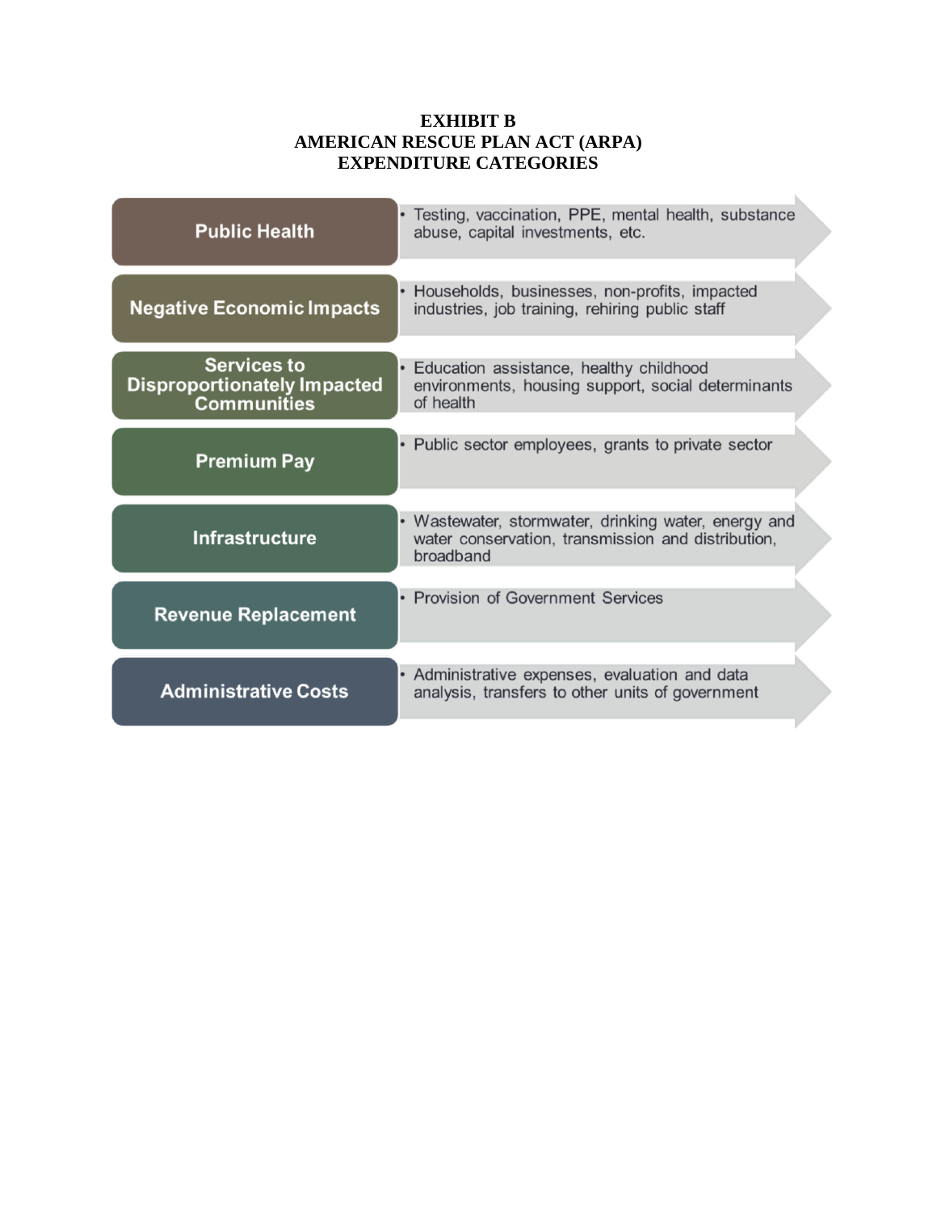# EXHIBIT B
# AMERICAN RESCUE PLAN ACT (ARPA)
# EXPENDITURE CATEGORIES

| Category | Description |
| --- | --- |
| **Public Health** | • Testing, vaccination, PPE, mental health, substance abuse, capital investments, etc. |
| **Negative Economic Impacts** | • Households, businesses, non-profits, impacted industries, job training, rehiring public staff |
| **Services to Disproportionately Impacted Communities** | • Education assistance, healthy childhood environments, housing support, social determinants of health |
| **Premium Pay** | • Public sector employees, grants to private sector |
| **Infrastructure** | • Wastewater, stormwater, drinking water, energy and water conservation, transmission and distribution, broadband |
| **Revenue Replacement** | • Provision of Government Services |
| **Administrative Costs** | • Administrative expenses, evaluation and data analysis, transfers to other units of government |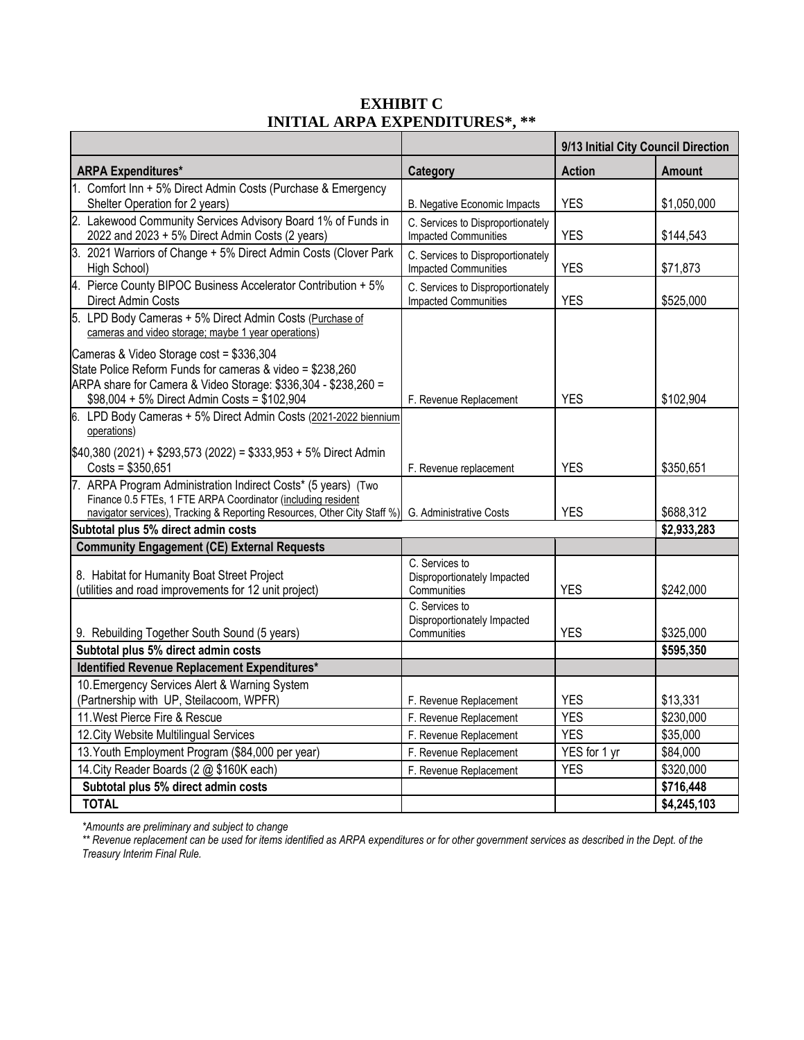# EXHIBIT C
# INITIAL ARPA EXPENDITURES*, **

| | | 9/13 Initial City Council Direction | |
|---|---|---|---|
| **ARPA Expenditures*** | **Category** | **Action** | **Amount** |
| 1. Comfort Inn + 5% Direct Admin Costs (Purchase & Emergency Shelter Operation for 2 years) | B. Negative Economic Impacts | YES | $1,050,000 |
| 2. Lakewood Community Services Advisory Board 1% of Funds in 2022 and 2023 + 5% Direct Admin Costs (2 years) | C. Services to Disproportionately Impacted Communities | YES | $144,543 |
| 3. 2021 Warriors of Change + 5% Direct Admin Costs (Clover Park High School) | C. Services to Disproportionately Impacted Communities | YES | $71,873 |
| 4. Pierce County BIPOC Business Accelerator Contribution + 5% Direct Admin Costs | C. Services to Disproportionately Impacted Communities | YES | $525,000 |
| 5. LPD Body Cameras + 5% Direct Admin Costs (Purchase of cameras and video storage; maybe 1 year operations)<br><br>Cameras & Video Storage cost = $336,304<br>State Police Reform Funds for cameras & video = $238,260<br>ARPA share for Camera & Video Storage: $336,304 - $238,260 = $98,004 + 5% Direct Admin Costs = $102,904 | F. Revenue Replacement | YES | $102,904 |
| 6. LPD Body Cameras + 5% Direct Admin Costs (2021-2022 biennium operations)<br><br>$40,380 (2021) + $293,573 (2022) = $333,953 + 5% Direct Admin Costs = $350,651 | F. Revenue replacement | YES | $350,651 |
| 7. ARPA Program Administration Indirect Costs* (5 years) (Two Finance 0.5 FTEs, 1 FTE ARPA Coordinator (including resident navigator services), Tracking & Reporting Resources, Other City Staff %) | G. Administrative Costs | YES | $688,312 |
| **Subtotal plus 5% direct admin costs** | | | **$2,933,283** |
| **Community Engagement (CE) External Requests** | | | |
| 8. Habitat for Humanity Boat Street Project (utilities and road improvements for 12 unit project) | C. Services to Disproportionately Impacted Communities | YES | $242,000 |
| 9. Rebuilding Together South Sound (5 years) | C. Services to Disproportionately Impacted Communities | YES | $325,000 |
| **Subtotal plus 5% direct admin costs** | | | **$595,350** |
| **Identified Revenue Replacement Expenditures*** | | | |
| 10. Emergency Services Alert & Warning System (Partnership with UP, Steilacoom, WPFR) | F. Revenue Replacement | YES | $13,331 |
| 11. West Pierce Fire & Rescue | F. Revenue Replacement | YES | $230,000 |
| 12. City Website Multilingual Services | F. Revenue Replacement | YES | $35,000 |
| 13. Youth Employment Program ($84,000 per year) | F. Revenue Replacement | YES for 1 yr | $84,000 |
| 14. City Reader Boards (2 @ $160K each) | F. Revenue Replacement | YES | $320,000 |
| **Subtotal plus 5% direct admin costs** | | | **$716,448** |
| **TOTAL** | | | **$4,245,103** |

*\*Amounts are preliminary and subject to change*

*\*\* Revenue replacement can be used for items identified as ARPA expenditures or for other government services as described in the Dept. of the Treasury Interim Final Rule.*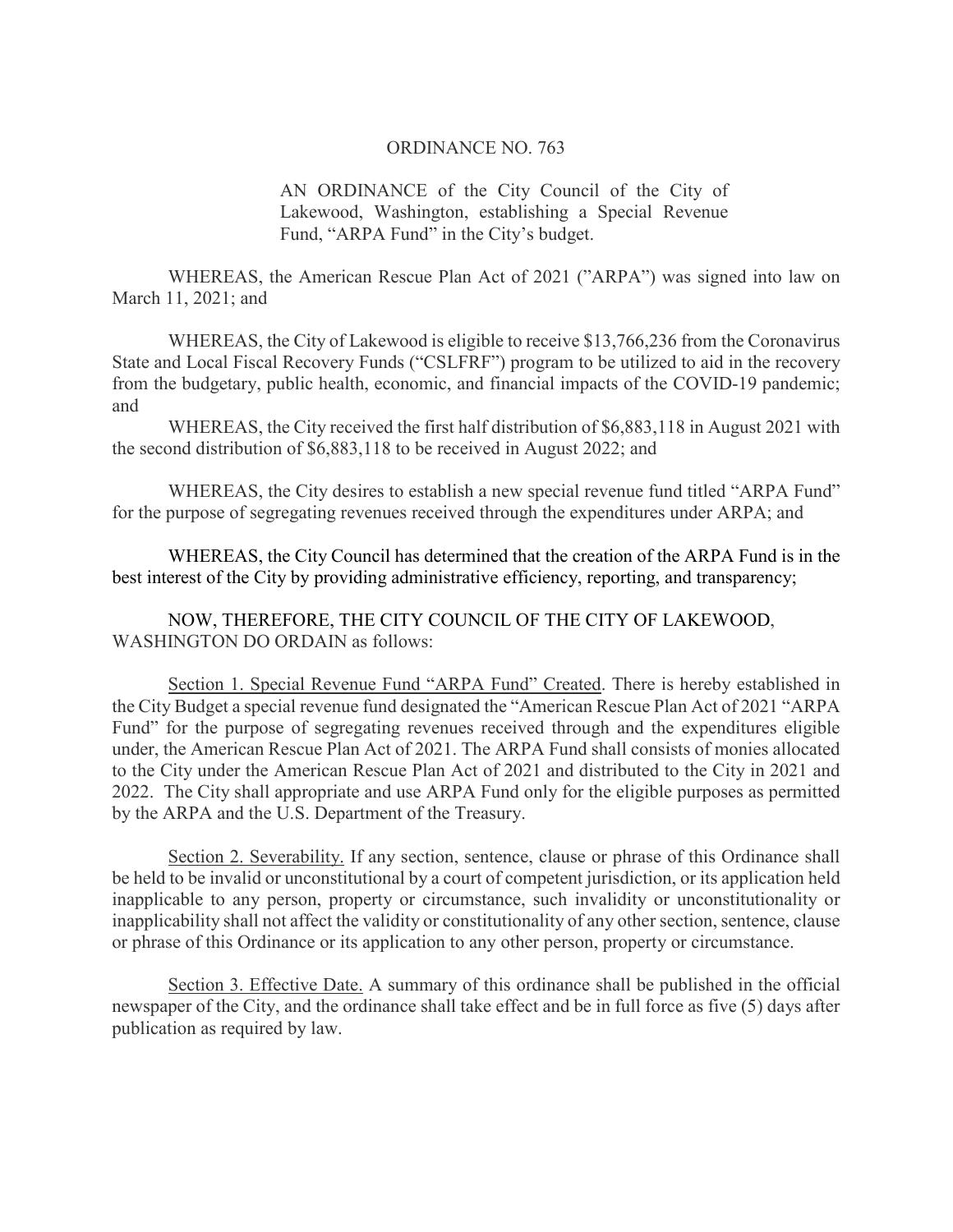ORDINANCE NO. 763

AN ORDINANCE of the City Council of the City of Lakewood, Washington, establishing a Special Revenue Fund, "ARPA Fund" in the City's budget.

WHEREAS, the American Rescue Plan Act of 2021 ("ARPA") was signed into law on March 11, 2021; and

WHEREAS, the City of Lakewood is eligible to receive $13,766,236 from the Coronavirus State and Local Fiscal Recovery Funds ("CSLFRF") program to be utilized to aid in the recovery from the budgetary, public health, economic, and financial impacts of the COVID-19 pandemic; and

WHEREAS, the City received the first half distribution of $6,883,118 in August 2021 with the second distribution of $6,883,118 to be received in August 2022; and

WHEREAS, the City desires to establish a new special revenue fund titled "ARPA Fund" for the purpose of segregating revenues received through the expenditures under ARPA; and

WHEREAS, the City Council has determined that the creation of the ARPA Fund is in the best interest of the City by providing administrative efficiency, reporting, and transparency;

NOW, THEREFORE, THE CITY COUNCIL OF THE CITY OF LAKEWOOD, WASHINGTON DO ORDAIN as follows:

Section 1. Special Revenue Fund "ARPA Fund" Created. There is hereby established in the City Budget a special revenue fund designated the "American Rescue Plan Act of 2021 "ARPA Fund" for the purpose of segregating revenues received through and the expenditures eligible under, the American Rescue Plan Act of 2021. The ARPA Fund shall consists of monies allocated to the City under the American Rescue Plan Act of 2021 and distributed to the City in 2021 and 2022. The City shall appropriate and use ARPA Fund only for the eligible purposes as permitted by the ARPA and the U.S. Department of the Treasury.

Section 2. Severability. If any section, sentence, clause or phrase of this Ordinance shall be held to be invalid or unconstitutional by a court of competent jurisdiction, or its application held inapplicable to any person, property or circumstance, such invalidity or unconstitutionality or inapplicability shall not affect the validity or constitutionality of any other section, sentence, clause or phrase of this Ordinance or its application to any other person, property or circumstance.

Section 3. Effective Date. A summary of this ordinance shall be published in the official newspaper of the City, and the ordinance shall take effect and be in full force as five (5) days after publication as required by law.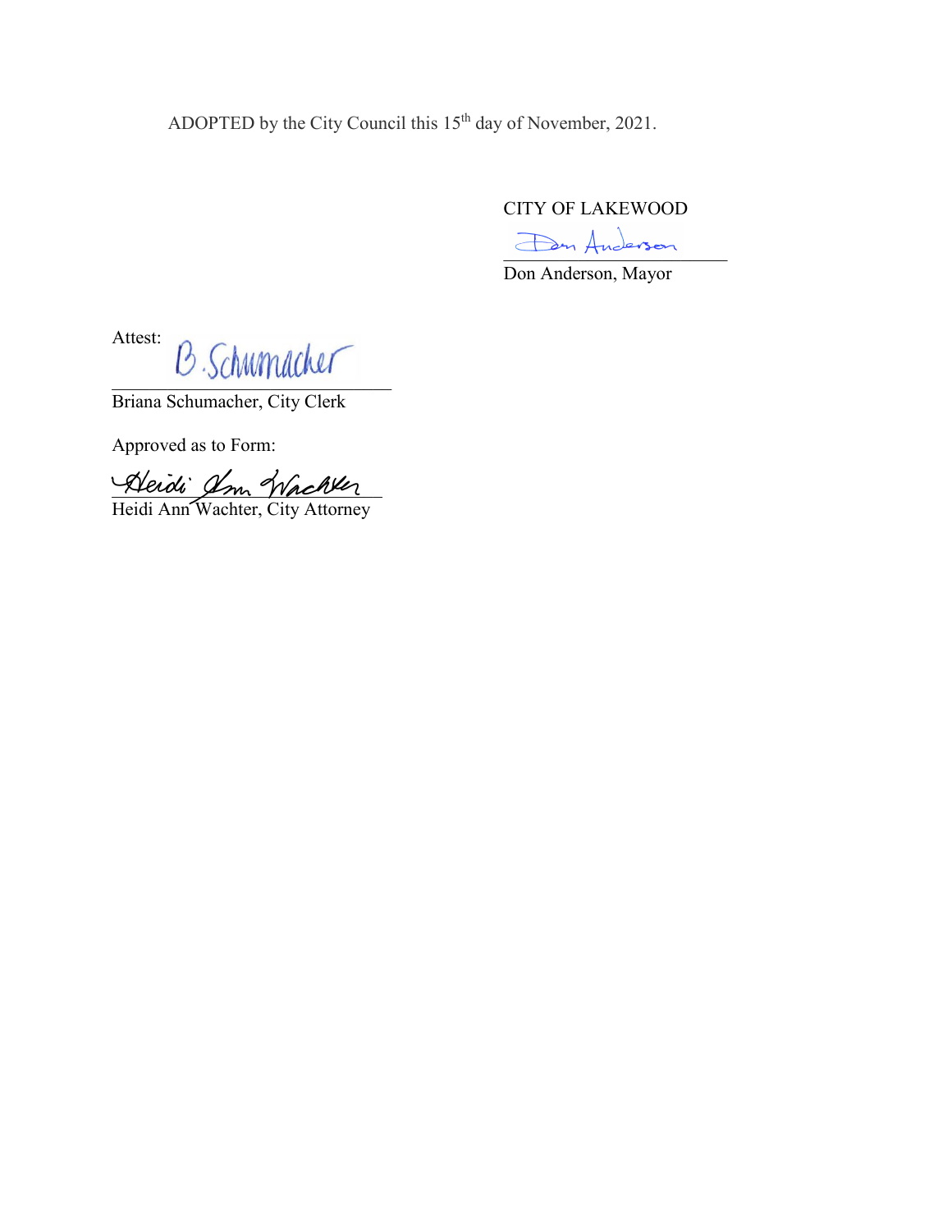ADOPTED by the City Council this 15th day of November, 2021.

CITY OF LAKEWOOD

Don Anderson

\_\_\_\_\_\_\_\_\_\_\_\_\_\_\_\_\_\_\_\_\_\_\_\_\_\_\_\_

Don Anderson, Mayor

Attest: B. Schumacher

\_\_\_\_\_\_\_\_\_\_\_\_\_\_\_\_\_\_\_\_\_\_\_\_\_\_\_\_

Briana Schumacher, City Clerk

Approved as to Form:

Heidi Ann Wachter

\_\_\_\_\_\_\_\_\_\_\_\_\_\_\_\_\_\_\_\_\_\_\_\_\_\_\_\_

Heidi Ann Wachter, City Attorney